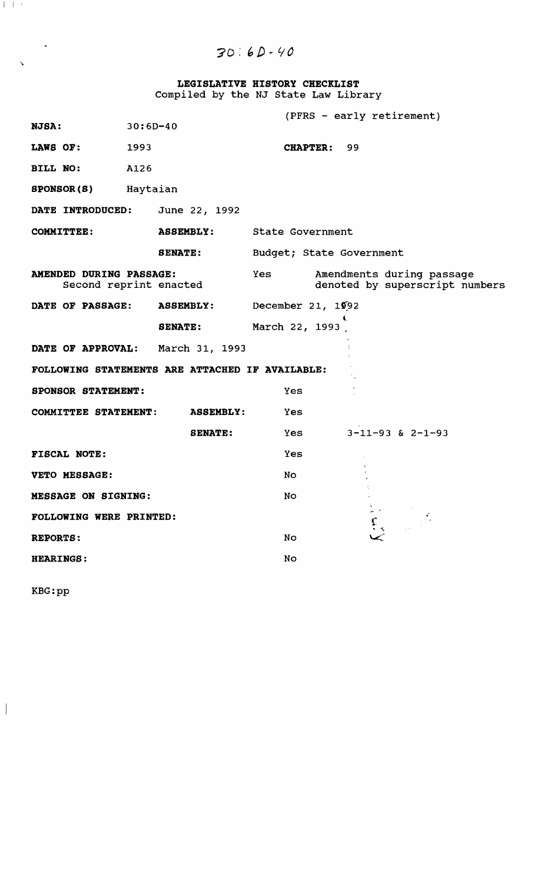30:6D-40

**LEGISLATIVE HISTORY CHECKLIST**
Compiled by the NJ State Law Library

| | | | |
|---|---|---|---|
| **NJSA:** | 30:6D-40 | (PFRS - early retirement) | |
| **LAWS OF:** | 1993 | **CHAPTER:** 99 | |
| **BILL NO:** | A126 | | |
| **SPONSOR(S)** | Haytaian | | |
| **DATE INTRODUCED:** | June 22, 1992 | | |
| **COMMITTEE:** | **ASSEMBLY:** | State Government | |
| | **SENATE:** | Budget; State Government | |
| **AMENDED DURING PASSAGE:** Second reprint enacted | | Yes | Amendments during passage denoted by superscript numbers |
| **DATE OF PASSAGE:** | **ASSEMBLY:** | December 21, 1992 | |
| | **SENATE:** | March 22, 1993 | |
| **DATE OF APPROVAL:** | March 31, 1993 | | |

**FOLLOWING STATEMENTS ARE ATTACHED IF AVAILABLE:**

| | | | |
|---|---|---|---|
| **SPONSOR STATEMENT:** | | Yes | |
| **COMMITTEE STATEMENT:** | **ASSEMBLY:** | Yes | |
| | **SENATE:** | Yes | 3-11-93 & 2-1-93 |
| **FISCAL NOTE:** | | Yes | |
| **VETO MESSAGE:** | | No | |
| **MESSAGE ON SIGNING:** | | No | |

**FOLLOWING WERE PRINTED:**

| | |
|---|---|
| **REPORTS:** | No |
| **HEARINGS:** | No |

KBG:pp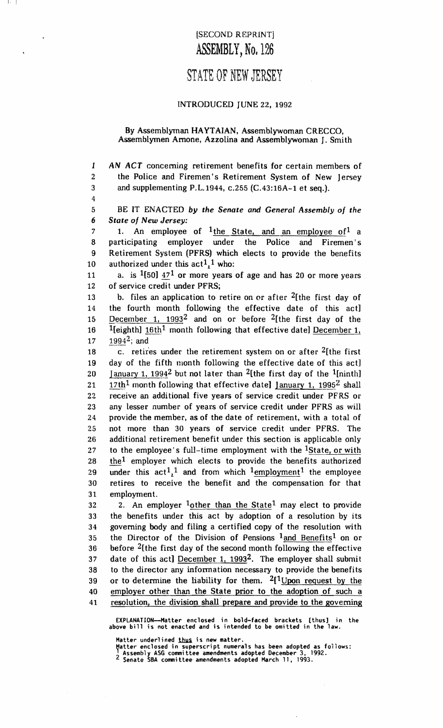[SECOND REPRINT]

# ASSEMBLY, No. 126

# STATE OF NEW JERSEY

INTRODUCED JUNE 22, 1992

By Assemblyman HAYTAIAN, Assemblywoman CRECCO, Assemblymen Arnone, Azzolina and Assemblywoman J. Smith

1 *AN ACT* concerning retirement benefits for certain members of
2 the Police and Firemen's Retirement System of New Jersey
3 and supplementing P.L.1944, c.255 (C.43:16A-1 et seq.).
4
5 BE IT ENACTED *by the Senate and General Assembly of the*
6 *State of New Jersey:*
7 1. An employee of [1]the State, and an employee of[1] a
8 participating employer under the Police and Firemen's
9 Retirement System (PFRS) which elects to provide the benefits
10 authorized under this act[1],[1] who:
11 a. is [1][50] 47[1] or more years of age and has 20 or more years
12 of service credit under PFRS;
13 b. files an application to retire on or after [2][the first day of
14 the fourth month following the effective date of this act]
15 December 1, 1993[2] and on or before [2][the first day of the
16 [1][eighth] 16th[1] month following that effective date] December 1,
17 1994[2]; and
18 c. retires under the retirement system on or after [2][the first
19 day of the fifth month following the effective date of this act]
20 January 1, 1994[2] but not later than [2][the first day of the [1][ninth]
21 17th[1] month following that effective date] January 1, 1995[2] shall
22 receive an additional five years of service credit under PFRS or
23 any lesser number of years of service credit under PFRS as will
24 provide the member, as of the date of retirement, with a total of
25 not more than 30 years of service credit under PFRS. The
26 additional retirement benefit under this section is applicable only
27 to the employee's full-time employment with the [1]State, or with
28 the[1] employer which elects to provide the benefits authorized
29 under this act[1],[1] and from which [1]employment[1] the employee
30 retires to receive the benefit and the compensation for that
31 employment.
32 2. An employer [1]other than the State[1] may elect to provide
33 the benefits under this act by adoption of a resolution by its
34 governing body and filing a certified copy of the resolution with
35 the Director of the Division of Pensions [1]and Benefits[1] on or
36 before [2][the first day of the second month following the effective
37 date of this act] December 1, 1993[2]. The employer shall submit
38 to the director any information necessary to provide the benefits
39 or to determine the liability for them. [2][[1]Upon request by the
40 employer other than the State prior to the adoption of such a
41 resolution, the division shall prepare and provide to the governing

EXPLANATION--Matter enclosed in bold-faced brackets [thus] in the above bill is not enacted and is intended to be omitted in the law.

Matter underlined thus is new matter.
Matter enclosed in superscript numerals has been adopted as follows:
[1] Assembly ASG committee amendments adopted December 3, 1992.
[2] Senate SBA committee amendments adopted March 11, 1993.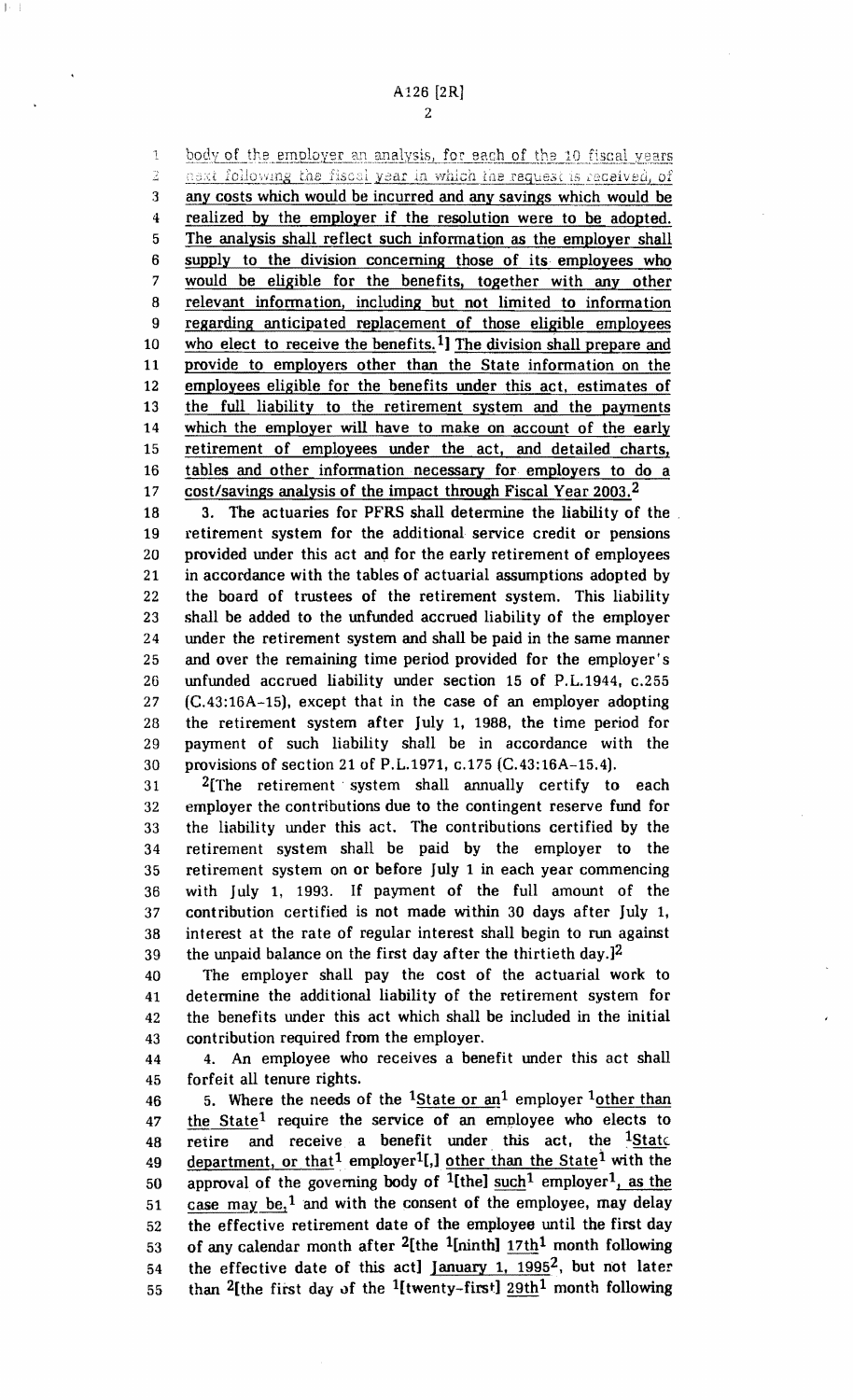body of the employer an analysis, for each of the 10 fiscal years next following the fiscal year in which the request is received, of any costs which would be incurred and any savings which would be realized by the employer if the resolution were to be adopted. The analysis shall reflect such information as the employer shall supply to the division concerning those of its employees who would be eligible for the benefits, together with any other relevant information, including but not limited to information regarding anticipated replacement of those eligible employees who elect to receive the benefits.[1]] The division shall prepare and provide to employers other than the State information on the employees eligible for the benefits under this act, estimates of the full liability to the retirement system and the payments which the employer will have to make on account of the early retirement of employees under the act, and detailed charts, tables and other information necessary for employers to do a cost/savings analysis of the impact through Fiscal Year 2003.[2]

3. The actuaries for PFRS shall determine the liability of the retirement system for the additional service credit or pensions provided under this act and for the early retirement of employees in accordance with the tables of actuarial assumptions adopted by the board of trustees of the retirement system. This liability shall be added to the unfunded accrued liability of the employer under the retirement system and shall be paid in the same manner and over the remaining time period provided for the employer's unfunded accrued liability under section 15 of P.L.1944, c.255 (C.43:16A-15), except that in the case of an employer adopting the retirement system after July 1, 1988, the time period for payment of such liability shall be in accordance with the provisions of section 21 of P.L.1971, c.175 (C.43:16A-15.4).

[2][The retirement system shall annually certify to each employer the contributions due to the contingent reserve fund for the liability under this act. The contributions certified by the retirement system shall be paid by the employer to the retirement system on or before July 1 in each year commencing with July 1, 1993. If payment of the full amount of the contribution certified is not made within 30 days after July 1, interest at the rate of regular interest shall begin to run against the unpaid balance on the first day after the thirtieth day.][2]

The employer shall pay the cost of the actuarial work to determine the additional liability of the retirement system for the benefits under this act which shall be included in the initial contribution required from the employer.

4. An employee who receives a benefit under this act shall forfeit all tenure rights.

5. Where the needs of the [1]State or an[1] employer [1]other than the State[1] require the service of an employee who elects to retire and receive a benefit under this act, the [1]State department, or that[1] employer[1][,] other than the State[1] with the approval of the governing body of [1][the] such[1] employer[1], as the case may be,[1] and with the consent of the employee, may delay the effective retirement date of the employee until the first day of any calendar month after [2][the [1][ninth] 17th[1] month following the effective date of this act] January 1, 1995[2], but not later than [2][the first day of the [1][twenty-first] 29th[1] month following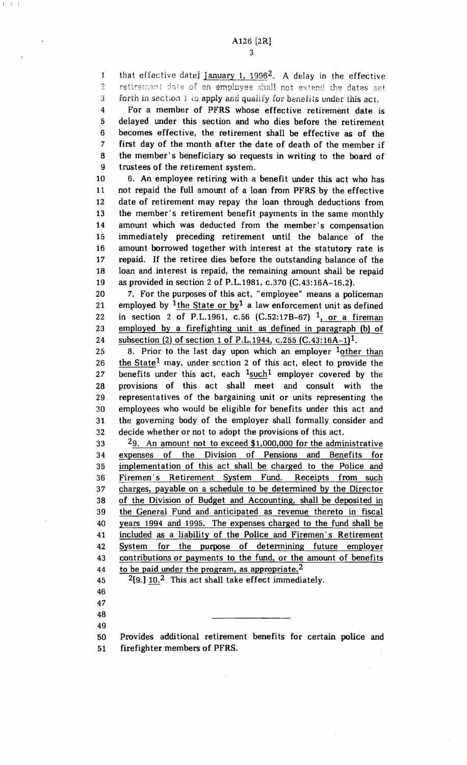that effective date] January 1, 1996[2]. A delay in the effective retirement date of an employee shall not extend the dates set forth in section 1 to apply and qualify for benefits under this act.

For a member of PFRS whose effective retirement date is delayed under this section and who dies before the retirement becomes effective, the retirement shall be effective as of the first day of the month after the date of death of the member if the member's beneficiary so requests in writing to the board of trustees of the retirement system.

6. An employee retiring with a benefit under this act who has not repaid the full amount of a loan from PFRS by the effective date of retirement may repay the loan through deductions from the member's retirement benefit payments in the same monthly amount which was deducted from the member's compensation immediately preceding retirement until the balance of the amount borrowed together with interest at the statutory rate is repaid. If the retiree dies before the outstanding balance of the loan and interest is repaid, the remaining amount shall be repaid as provided in section 2 of P.L.1981, c.370 (C.43:16A-16.2).

7. For the purposes of this act, "employee" means a policeman employed by [1]the State or by[1] a law enforcement unit as defined in section 2 of P.L.1961, c.56 (C.52:17B-67) [1], or a fireman employed by a firefighting unit as defined in paragraph (b) of subsection (2) of section 1 of P.L.1944, c.255 (C.43:16A-1)[1].

8. Prior to the last day upon which an employer [1]other than the State[1] may, under section 2 of this act, elect to provide the benefits under this act, each [1]such[1] employer covered by the provisions of this act shall meet and consult with the representatives of the bargaining unit or units representing the employees who would be eligible for benefits under this act and the governing body of the employer shall formally consider and decide whether or not to adopt the provisions of this act.

[2]9. An amount not to exceed $1,000,000 for the administrative expenses of the Division of Pensions and Benefits for implementation of this act shall be charged to the Police and Firemen's Retirement System Fund. Receipts from such charges, payable on a schedule to be determined by the Director of the Division of Budget and Accounting, shall be deposited in the General Fund and anticipated as revenue thereto in fiscal years 1994 and 1995. The expenses charged to the fund shall be included as a liability of the Police and Firemen's Retirement System for the purpose of determining future employer contributions or payments to the fund, or the amount of benefits to be paid under the program, as appropriate.[2]

[2][9.] 10.[2] This act shall take effect immediately.

---

Provides additional retirement benefits for certain police and firefighter members of PFRS.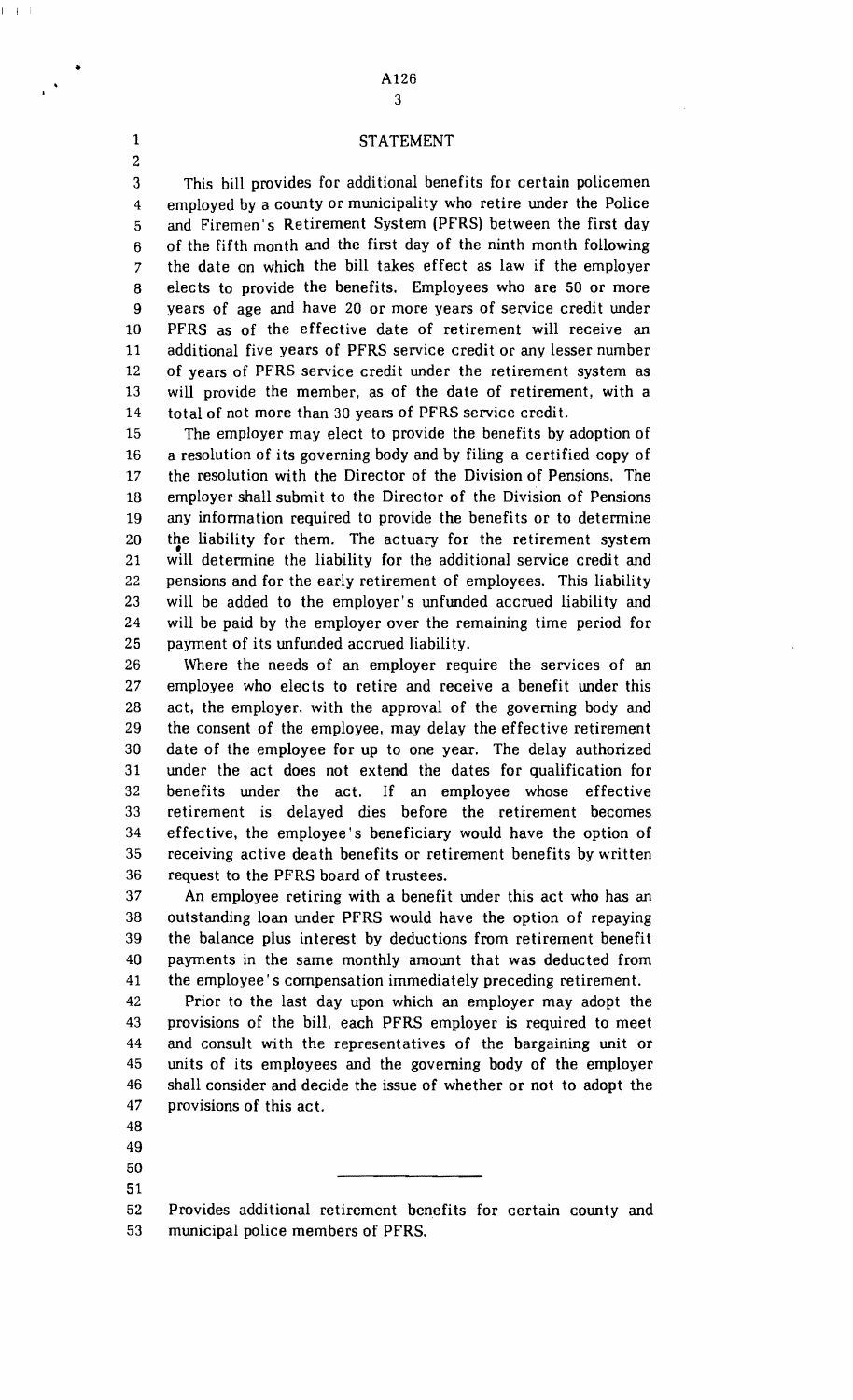## STATEMENT

This bill provides for additional benefits for certain policemen employed by a county or municipality who retire under the Police and Firemen's Retirement System (PFRS) between the first day of the fifth month and the first day of the ninth month following the date on which the bill takes effect as law if the employer elects to provide the benefits. Employees who are 50 or more years of age and have 20 or more years of service credit under PFRS as of the effective date of retirement will receive an additional five years of PFRS service credit or any lesser number of years of PFRS service credit under the retirement system as will provide the member, as of the date of retirement, with a total of not more than 30 years of PFRS service credit.

The employer may elect to provide the benefits by adoption of a resolution of its governing body and by filing a certified copy of the resolution with the Director of the Division of Pensions. The employer shall submit to the Director of the Division of Pensions any information required to provide the benefits or to determine the liability for them. The actuary for the retirement system will determine the liability for the additional service credit and pensions and for the early retirement of employees. This liability will be added to the employer's unfunded accrued liability and will be paid by the employer over the remaining time period for payment of its unfunded accrued liability.

Where the needs of an employer require the services of an employee who elects to retire and receive a benefit under this act, the employer, with the approval of the governing body and the consent of the employee, may delay the effective retirement date of the employee for up to one year. The delay authorized under the act does not extend the dates for qualification for benefits under the act. If an employee whose effective retirement is delayed dies before the retirement becomes effective, the employee's beneficiary would have the option of receiving active death benefits or retirement benefits by written request to the PFRS board of trustees.

An employee retiring with a benefit under this act who has an outstanding loan under PFRS would have the option of repaying the balance plus interest by deductions from retirement benefit payments in the same monthly amount that was deducted from the employee's compensation immediately preceding retirement.

Prior to the last day upon which an employer may adopt the provisions of the bill, each PFRS employer is required to meet and consult with the representatives of the bargaining unit or units of its employees and the governing body of the employer shall consider and decide the issue of whether or not to adopt the provisions of this act.

---

Provides additional retirement benefits for certain county and municipal police members of PFRS.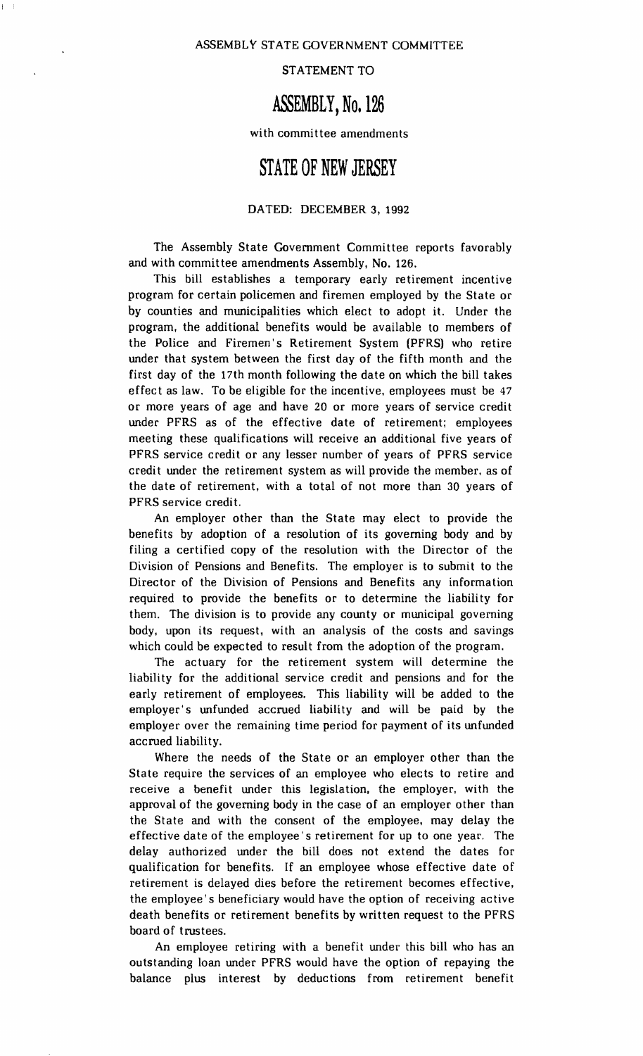ASSEMBLY STATE GOVERNMENT COMMITTEE

STATEMENT TO

# ASSEMBLY, No. 126

with committee amendments

# STATE OF NEW JERSEY

DATED: DECEMBER 3, 1992

The Assembly State Government Committee reports favorably and with committee amendments Assembly, No. 126.

This bill establishes a temporary early retirement incentive program for certain policemen and firemen employed by the State or by counties and municipalities which elect to adopt it. Under the program, the additional benefits would be available to members of the Police and Firemen's Retirement System (PFRS) who retire under that system between the first day of the fifth month and the first day of the 17th month following the date on which the bill takes effect as law. To be eligible for the incentive, employees must be 47 or more years of age and have 20 or more years of service credit under PFRS as of the effective date of retirement; employees meeting these qualifications will receive an additional five years of PFRS service credit or any lesser number of years of PFRS service credit under the retirement system as will provide the member, as of the date of retirement, with a total of not more than 30 years of PFRS service credit.

An employer other than the State may elect to provide the benefits by adoption of a resolution of its governing body and by filing a certified copy of the resolution with the Director of the Division of Pensions and Benefits. The employer is to submit to the Director of the Division of Pensions and Benefits any information required to provide the benefits or to determine the liability for them. The division is to provide any county or municipal governing body, upon its request, with an analysis of the costs and savings which could be expected to result from the adoption of the program.

The actuary for the retirement system will determine the liability for the additional service credit and pensions and for the early retirement of employees. This liability will be added to the employer's unfunded accrued liability and will be paid by the employer over the remaining time period for payment of its unfunded accrued liability.

Where the needs of the State or an employer other than the State require the services of an employee who elects to retire and receive a benefit under this legislation, the employer, with the approval of the governing body in the case of an employer other than the State and with the consent of the employee, may delay the effective date of the employee's retirement for up to one year. The delay authorized under the bill does not extend the dates for qualification for benefits. If an employee whose effective date of retirement is delayed dies before the retirement becomes effective, the employee's beneficiary would have the option of receiving active death benefits or retirement benefits by written request to the PFRS board of trustees.

An employee retiring with a benefit under this bill who has an outstanding loan under PFRS would have the option of repaying the balance plus interest by deductions from retirement benefit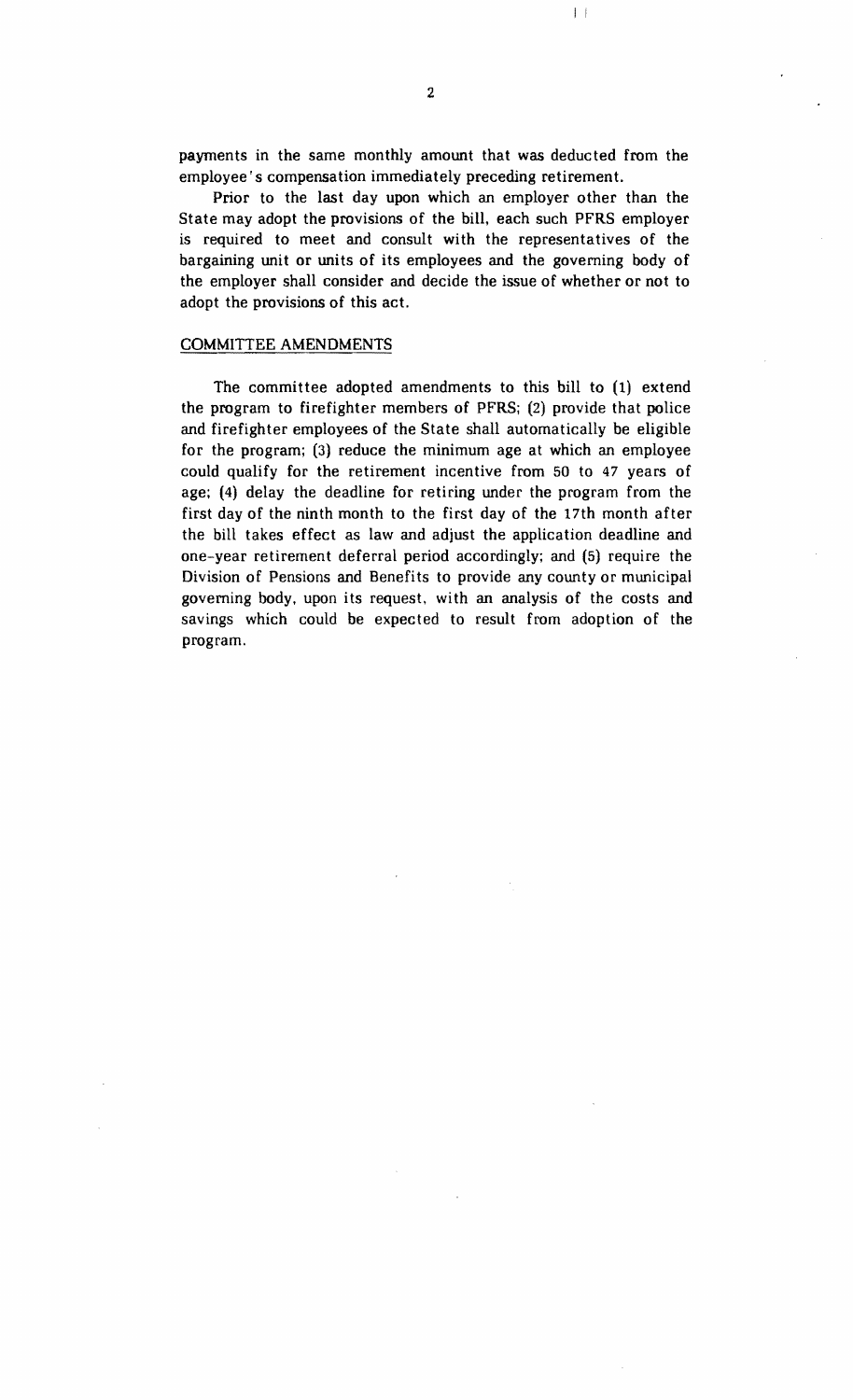payments in the same monthly amount that was deducted from the employee's compensation immediately preceding retirement.

Prior to the last day upon which an employer other than the State may adopt the provisions of the bill, each such PFRS employer is required to meet and consult with the representatives of the bargaining unit or units of its employees and the governing body of the employer shall consider and decide the issue of whether or not to adopt the provisions of this act.

## COMMITTEE AMENDMENTS

The committee adopted amendments to this bill to (1) extend the program to firefighter members of PFRS; (2) provide that police and firefighter employees of the State shall automatically be eligible for the program; (3) reduce the minimum age at which an employee could qualify for the retirement incentive from 50 to 47 years of age; (4) delay the deadline for retiring under the program from the first day of the ninth month to the first day of the 17th month after the bill takes effect as law and adjust the application deadline and one-year retirement deferral period accordingly; and (5) require the Division of Pensions and Benefits to provide any county or municipal governing body, upon its request, with an analysis of the costs and savings which could be expected to result from adoption of the program.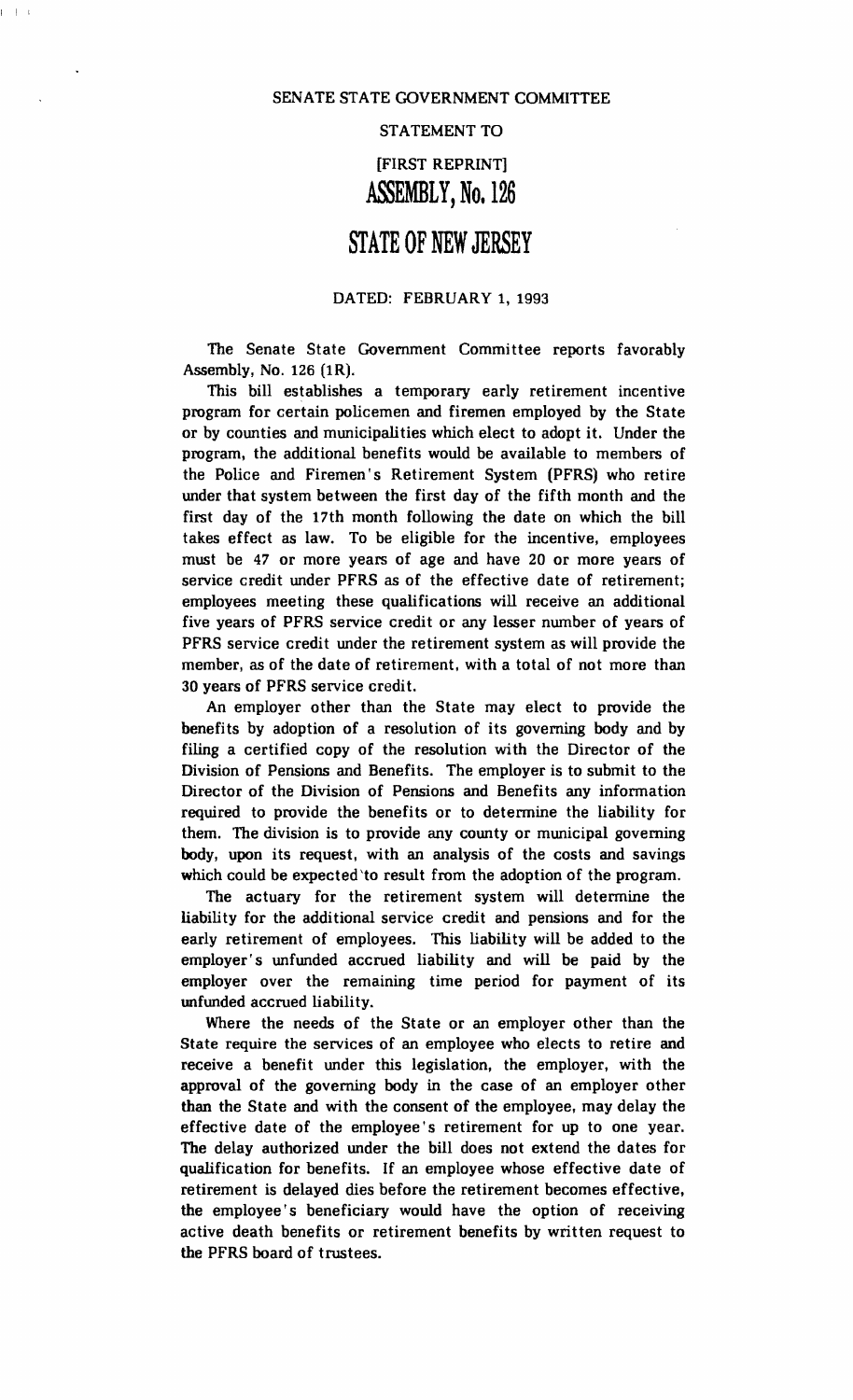SENATE STATE GOVERNMENT COMMITTEE

STATEMENT TO

[FIRST REPRINT]

# ASSEMBLY, No. 126

# STATE OF NEW JERSEY

DATED: FEBRUARY 1, 1993

The Senate State Government Committee reports favorably Assembly, No. 126 (1R).

This bill establishes a temporary early retirement incentive program for certain policemen and firemen employed by the State or by counties and municipalities which elect to adopt it. Under the program, the additional benefits would be available to members of the Police and Firemen's Retirement System (PFRS) who retire under that system between the first day of the fifth month and the first day of the 17th month following the date on which the bill takes effect as law. To be eligible for the incentive, employees must be 47 or more years of age and have 20 or more years of service credit under PFRS as of the effective date of retirement; employees meeting these qualifications will receive an additional five years of PFRS service credit or any lesser number of years of PFRS service credit under the retirement system as will provide the member, as of the date of retirement, with a total of not more than 30 years of PFRS service credit.

An employer other than the State may elect to provide the benefits by adoption of a resolution of its governing body and by filing a certified copy of the resolution with the Director of the Division of Pensions and Benefits. The employer is to submit to the Director of the Division of Pensions and Benefits any information required to provide the benefits or to determine the liability for them. The division is to provide any county or municipal governing body, upon its request, with an analysis of the costs and savings which could be expected to result from the adoption of the program.

The actuary for the retirement system will determine the liability for the additional service credit and pensions and for the early retirement of employees. This liability will be added to the employer's unfunded accrued liability and will be paid by the employer over the remaining time period for payment of its unfunded accrued liability.

Where the needs of the State or an employer other than the State require the services of an employee who elects to retire and receive a benefit under this legislation, the employer, with the approval of the governing body in the case of an employer other than the State and with the consent of the employee, may delay the effective date of the employee's retirement for up to one year. The delay authorized under the bill does not extend the dates for qualification for benefits. If an employee whose effective date of retirement is delayed dies before the retirement becomes effective, the employee's beneficiary would have the option of receiving active death benefits or retirement benefits by written request to the PFRS board of trustees.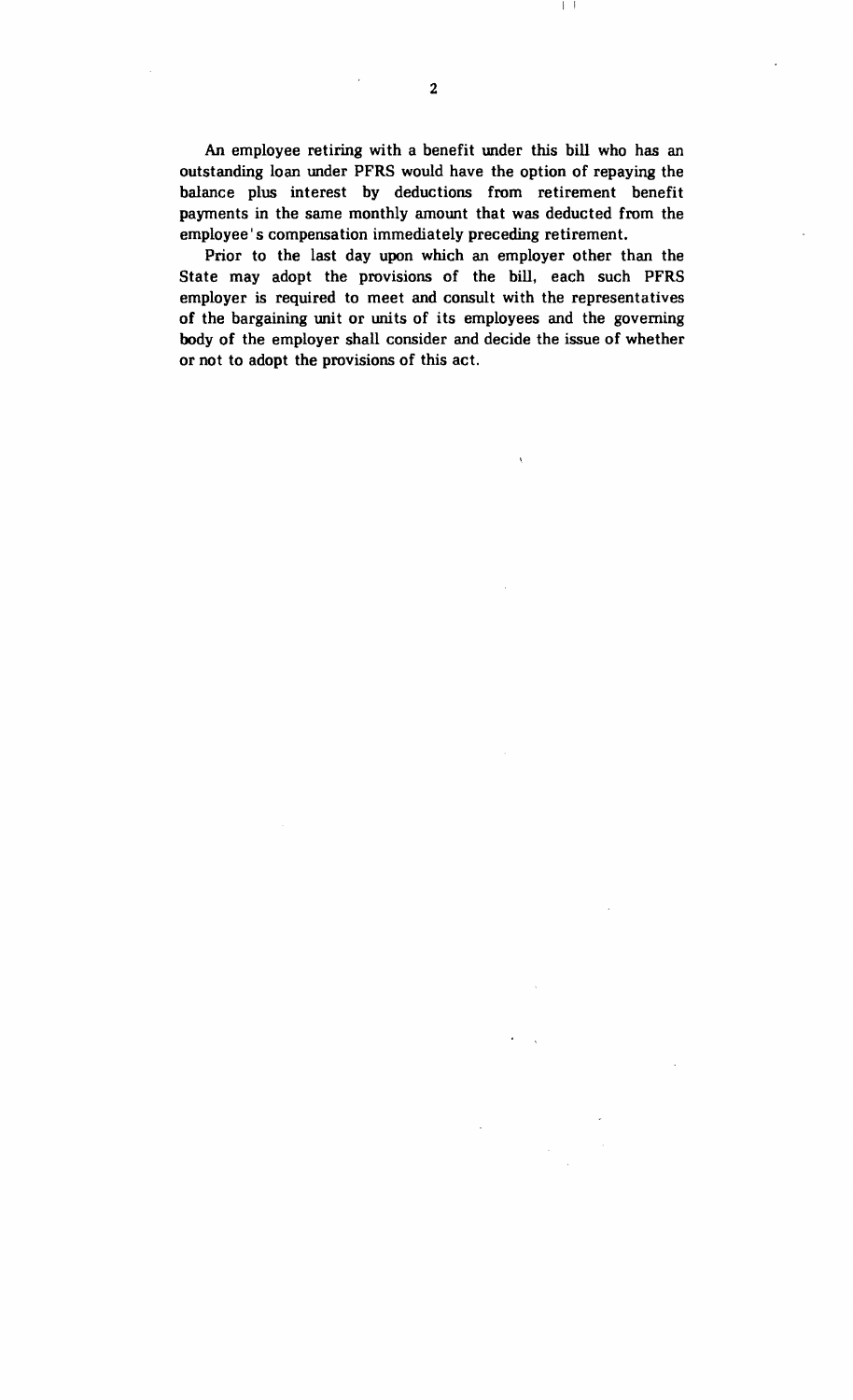An employee retiring with a benefit under this bill who has an outstanding loan under PFRS would have the option of repaying the balance plus interest by deductions from retirement benefit payments in the same monthly amount that was deducted from the employee's compensation immediately preceding retirement.

Prior to the last day upon which an employer other than the State may adopt the provisions of the bill, each such PFRS employer is required to meet and consult with the representatives of the bargaining unit or units of its employees and the governing body of the employer shall consider and decide the issue of whether or not to adopt the provisions of this act.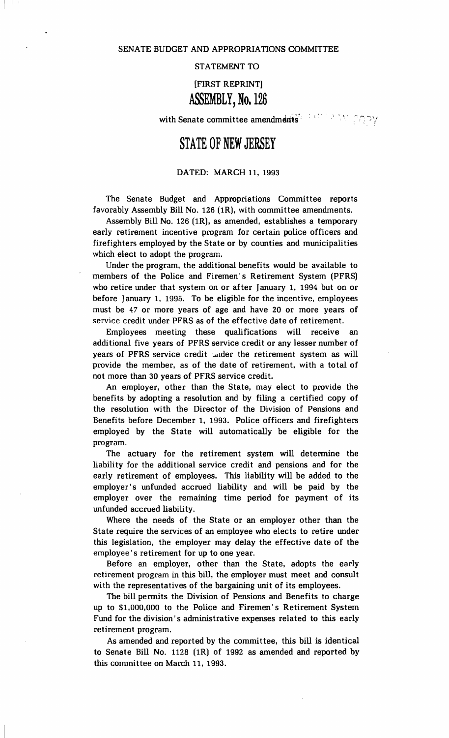SENATE BUDGET AND APPROPRIATIONS COMMITTEE

STATEMENT TO

[FIRST REPRINT]

# ASSEMBLY, No. 126

with Senate committee amendments

# STATE OF NEW JERSEY

DATED: MARCH 11, 1993

The Senate Budget and Appropriations Committee reports favorably Assembly Bill No. 126 (1R), with committee amendments.

Assembly Bill No. 126 (1R), as amended, establishes a temporary early retirement incentive program for certain police officers and firefighters employed by the State or by counties and municipalities which elect to adopt the program.

Under the program, the additional benefits would be available to members of the Police and Firemen's Retirement System (PFRS) who retire under that system on or after January 1, 1994 but on or before January 1, 1995. To be eligible for the incentive, employees must be 47 or more years of age and have 20 or more years of service credit under PFRS as of the effective date of retirement.

Employees meeting these qualifications will receive an additional five years of PFRS service credit or any lesser number of years of PFRS service credit under the retirement system as will provide the member, as of the date of retirement, with a total of not more than 30 years of PFRS service credit.

An employer, other than the State, may elect to provide the benefits by adopting a resolution and by filing a certified copy of the resolution with the Director of the Division of Pensions and Benefits before December 1, 1993. Police officers and firefighters employed by the State will automatically be eligible for the program.

The actuary for the retirement system will determine the liability for the additional service credit and pensions and for the early retirement of employees. This liability will be added to the employer's unfunded accrued liability and will be paid by the employer over the remaining time period for payment of its unfunded accrued liability.

Where the needs of the State or an employer other than the State require the services of an employee who elects to retire under this legislation, the employer may delay the effective date of the employee's retirement for up to one year.

Before an employer, other than the State, adopts the early retirement program in this bill, the employer must meet and consult with the representatives of the bargaining unit of its employees.

The bill permits the Division of Pensions and Benefits to charge up to $1,000,000 to the Police and Firemen's Retirement System Fund for the division's administrative expenses related to this early retirement program.

As amended and reported by the committee, this bill is identical to Senate Bill No. 1128 (1R) of 1992 as amended and reported by this committee on March 11, 1993.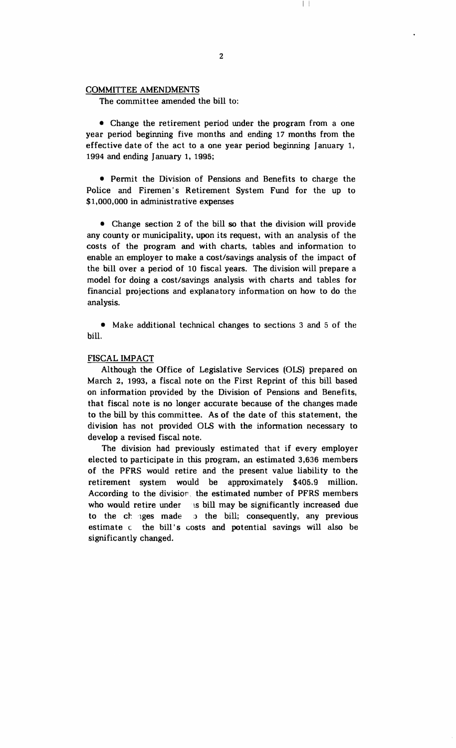COMMITTEE AMENDMENTS

The committee amended the bill to:

- Change the retirement period under the program from a one year period beginning five months and ending 17 months from the effective date of the act to a one year period beginning January 1, 1994 and ending January 1, 1995;

- Permit the Division of Pensions and Benefits to charge the Police and Firemen's Retirement System Fund for the up to $1,000,000 in administrative expenses

- Change section 2 of the bill so that the division will provide any county or municipality, upon its request, with an analysis of the costs of the program and with charts, tables and information to enable an employer to make a cost/savings analysis of the impact of the bill over a period of 10 fiscal years. The division will prepare a model for doing a cost/savings analysis with charts and tables for financial projections and explanatory information on how to do the analysis.

- Make additional technical changes to sections 3 and 5 of the bill.

FISCAL IMPACT

Although the Office of Legislative Services (OLS) prepared on March 2, 1993, a fiscal note on the First Reprint of this bill based on information provided by the Division of Pensions and Benefits, that fiscal note is no longer accurate because of the changes made to the bill by this committee. As of the date of this statement, the division has not provided OLS with the information necessary to develop a revised fiscal note.

The division had previously estimated that if every employer elected to participate in this program, an estimated 3,636 members of the PFRS would retire and the present value liability to the retirement system would be approximately $405.9 million. According to the division, the estimated number of PFRS members who would retire under this bill may be significantly increased due to the changes made to the bill; consequently, any previous estimate of the bill's costs and potential savings will also be significantly changed.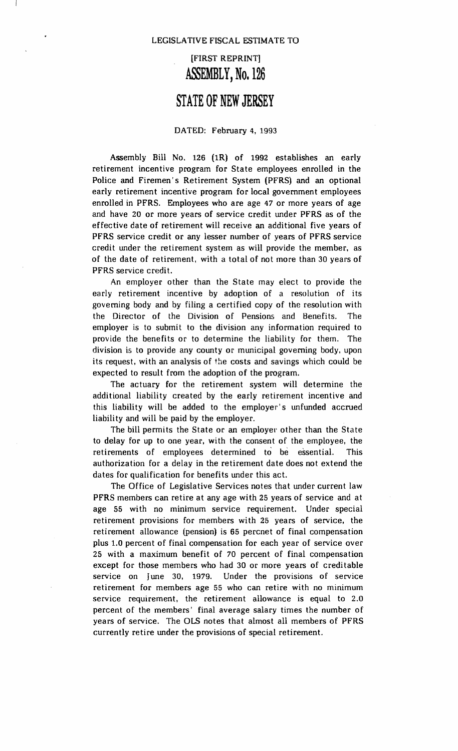LEGISLATIVE FISCAL ESTIMATE TO

# [FIRST REPRINT]
# ASSEMBLY, No. 126
# STATE OF NEW JERSEY

DATED: February 4, 1993

Assembly Bill No. 126 (1R) of 1992 establishes an early retirement incentive program for State employees enrolled in the Police and Firemen's Retirement System (PFRS) and an optional early retirement incentive program for local government employees enrolled in PFRS. Employees who are age 47 or more years of age and have 20 or more years of service credit under PFRS as of the effective date of retirement will receive an additional five years of PFRS service credit or any lesser number of years of PFRS service credit under the retirement system as will provide the member, as of the date of retirement, with a total of not more than 30 years of PFRS service credit.

An employer other than the State may elect to provide the early retirement incentive by adoption of a resolution of its governing body and by filing a certified copy of the resolution with the Director of the Division of Pensions and Benefits. The employer is to submit to the division any information required to provide the benefits or to determine the liability for them. The division is to provide any county or municipal governing body, upon its request, with an analysis of the costs and savings which could be expected to result from the adoption of the program.

The actuary for the retirement system will determine the additional liability created by the early retirement incentive and this liability will be added to the employer's unfunded accrued liability and will be paid by the employer.

The bill permits the State or an employer other than the State to delay for up to one year, with the consent of the employee, the retirements of employees determined to be essential. This authorization for a delay in the retirement date does not extend the dates for qualification for benefits under this act.

The Office of Legislative Services notes that under current law PFRS members can retire at any age with 25 years of service and at age 55 with no minimum service requirement. Under special retirement provisions for members with 25 years of service, the retirement allowance (pension) is 65 percnet of final compensation plus 1.0 percent of final compensation for each year of service over 25 with a maximum benefit of 70 percent of final compensation except for those members who had 30 or more years of creditable service on June 30, 1979. Under the provisions of service retirement for members age 55 who can retire with no minimum service requirement, the retirement allowance is equal to 2.0 percent of the members' final average salary times the number of years of service. The OLS notes that almost all members of PFRS currently retire under the provisions of special retirement.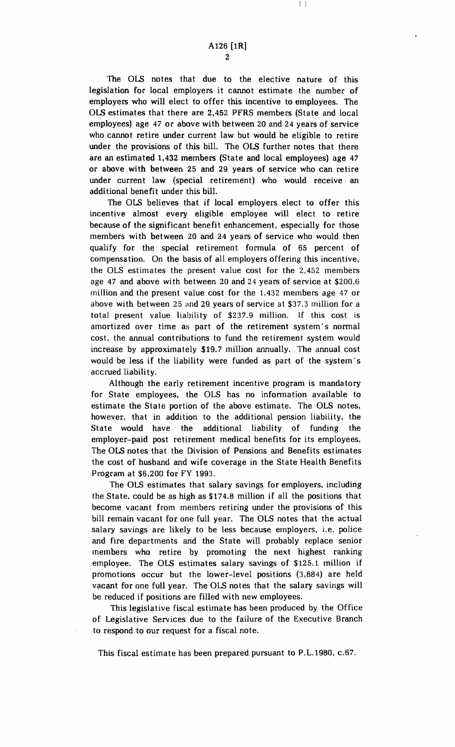A126 [1R]

The OLS notes that due to the elective nature of this legislation for local employers it cannot estimate the number of employers who will elect to offer this incentive to employees. The OLS estimates that there are 2,452 PFRS members (State and local employees) age 47 or above with between 20 and 24 years of service who cannot retire under current law but would be eligible to retire under the provisions of this bill. The OLS further notes that there are an estimated 1,432 members (State and local employees) age 47 or above with between 25 and 29 years of service who can retire under current law (special retirement) who would receive an additional benefit under this bill.

The OLS believes that if local employers elect to offer this incentive almost every eligible employee will elect to retire because of the significant benefit enhancement, especially for those members with between 20 and 24 years of service who would then qualify for the special retirement formula of 65 percent of compensation. On the basis of all employers offering this incentive, the OLS estimates the present value cost for the 2,452 members age 47 and above with between 20 and 24 years of service at $200.6 million and the present value cost for the 1,432 members age 47 or above with between 25 and 29 years of service at $37.3 million for a total present value liability of $237.9 million. If this cost is amortized over time as part of the retirement system's normal cost, the annual contributions to fund the retirement system would increase by approximately $19.7 million annually. The annual cost would be less if the liability were funded as part of the system's accrued liability.

Although the early retirement incentive program is mandatory for State employees, the OLS has no information available to estimate the State portion of the above estimate. The OLS notes, however, that in addition to the additional pension liability, the State would have the additional liability of funding the employer-paid post retirement medical benefits for its employees. The OLS notes that the Division of Pensions and Benefits estimates the cost of husband and wife coverage in the State Health Benefits Program at $6,200 for FY 1993.

The OLS estimates that salary savings for employers, including the State, could be as high as $174.8 million if all the positions that become vacant from members retiring under the provisions of this bill remain vacant for one full year. The OLS notes that the actual salary savings are likely to be less because employers, i.e. police and fire departments and the State will probably replace senior members who retire by promoting the next highest ranking employee. The OLS estimates salary savings of $125.1 million if promotions occur but the lower-level positions (3,884) are held vacant for one full year. The OLS notes that the salary savings will be reduced if positions are filled with new employees.

This legislative fiscal estimate has been produced by the Office of Legislative Services due to the failure of the Executive Branch to respond to our request for a fiscal note.

This fiscal estimate has been prepared pursuant to P.L.1980, c.67.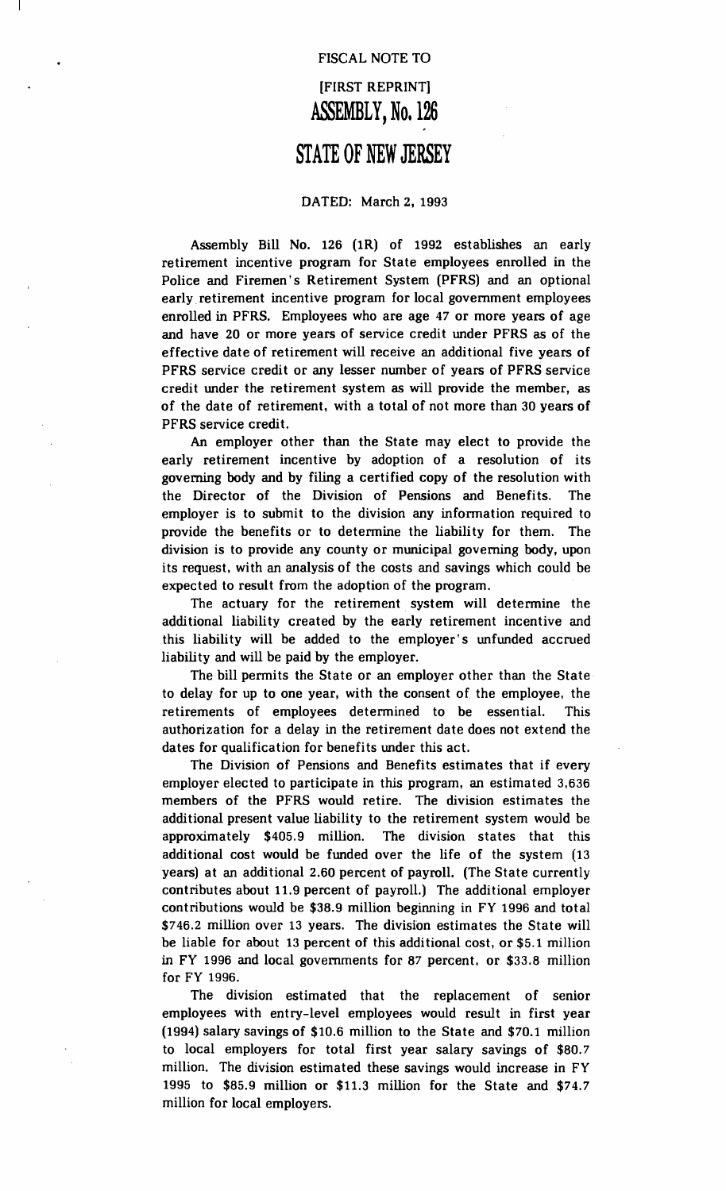FISCAL NOTE TO

[FIRST REPRINT]

# ASSEMBLY, No. 126

# STATE OF NEW JERSEY

DATED: March 2, 1993

Assembly Bill No. 126 (1R) of 1992 establishes an early retirement incentive program for State employees enrolled in the Police and Firemen's Retirement System (PFRS) and an optional early retirement incentive program for local government employees enrolled in PFRS. Employees who are age 47 or more years of age and have 20 or more years of service credit under PFRS as of the effective date of retirement will receive an additional five years of PFRS service credit or any lesser number of years of PFRS service credit under the retirement system as will provide the member, as of the date of retirement, with a total of not more than 30 years of PFRS service credit.

An employer other than the State may elect to provide the early retirement incentive by adoption of a resolution of its governing body and by filing a certified copy of the resolution with the Director of the Division of Pensions and Benefits. The employer is to submit to the division any information required to provide the benefits or to determine the liability for them. The division is to provide any county or municipal governing body, upon its request, with an analysis of the costs and savings which could be expected to result from the adoption of the program.

The actuary for the retirement system will determine the additional liability created by the early retirement incentive and this liability will be added to the employer's unfunded accrued liability and will be paid by the employer.

The bill permits the State or an employer other than the State to delay for up to one year, with the consent of the employee, the retirements of employees determined to be essential. This authorization for a delay in the retirement date does not extend the dates for qualification for benefits under this act.

The Division of Pensions and Benefits estimates that if every employer elected to participate in this program, an estimated 3,636 members of the PFRS would retire. The division estimates the additional present value liability to the retirement system would be approximately $405.9 million. The division states that this additional cost would be funded over the life of the system (13 years) at an additional 2.60 percent of payroll. (The State currently contributes about 11.9 percent of payroll.) The additional employer contributions would be $38.9 million beginning in FY 1996 and total $746.2 million over 13 years. The division estimates the State will be liable for about 13 percent of this additional cost, or $5.1 million in FY 1996 and local governments for 87 percent, or $33.8 million for FY 1996.

The division estimated that the replacement of senior employees with entry-level employees would result in first year (1994) salary savings of $10.6 million to the State and $70.1 million to local employers for total first year salary savings of $80.7 million. The division estimated these savings would increase in FY 1995 to $85.9 million or $11.3 million for the State and $74.7 million for local employers.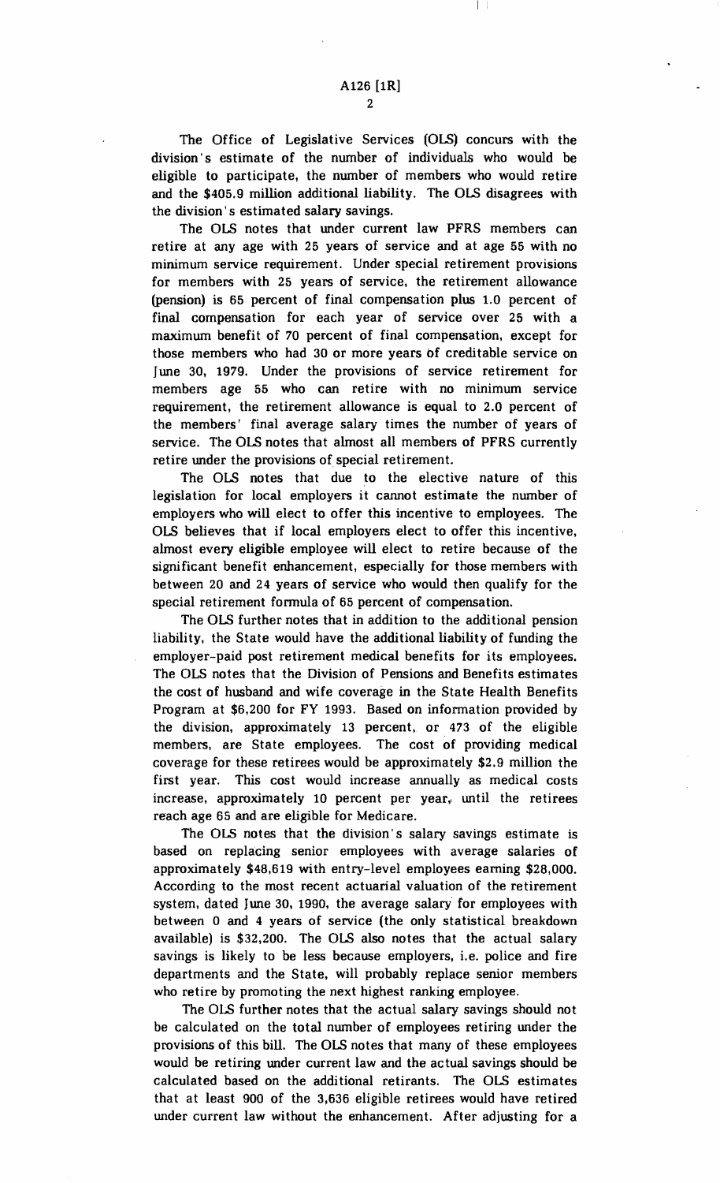The Office of Legislative Services (OLS) concurs with the division's estimate of the number of individuals who would be eligible to participate, the number of members who would retire and the $405.9 million additional liability. The OLS disagrees with the division's estimated salary savings.

The OLS notes that under current law PFRS members can retire at any age with 25 years of service and at age 55 with no minimum service requirement. Under special retirement provisions for members with 25 years of service, the retirement allowance (pension) is 65 percent of final compensation plus 1.0 percent of final compensation for each year of service over 25 with a maximum benefit of 70 percent of final compensation, except for those members who had 30 or more years of creditable service on June 30, 1979. Under the provisions of service retirement for members age 55 who can retire with no minimum service requirement, the retirement allowance is equal to 2.0 percent of the members' final average salary times the number of years of service. The OLS notes that almost all members of PFRS currently retire under the provisions of special retirement.

The OLS notes that due to the elective nature of this legislation for local employers it cannot estimate the number of employers who will elect to offer this incentive to employees. The OLS believes that if local employers elect to offer this incentive, almost every eligible employee will elect to retire because of the significant benefit enhancement, especially for those members with between 20 and 24 years of service who would then qualify for the special retirement formula of 65 percent of compensation.

The OLS further notes that in addition to the additional pension liability, the State would have the additional liability of funding the employer-paid post retirement medical benefits for its employees. The OLS notes that the Division of Pensions and Benefits estimates the cost of husband and wife coverage in the State Health Benefits Program at $6,200 for FY 1993. Based on information provided by the division, approximately 13 percent, or 473 of the eligible members, are State employees. The cost of providing medical coverage for these retirees would be approximately $2.9 million the first year. This cost would increase annually as medical costs increase, approximately 10 percent per year, until the retirees reach age 65 and are eligible for Medicare.

The OLS notes that the division's salary savings estimate is based on replacing senior employees with average salaries of approximately $48,619 with entry-level employees earning $28,000. According to the most recent actuarial valuation of the retirement system, dated June 30, 1990, the average salary for employees with between 0 and 4 years of service (the only statistical breakdown available) is $32,200. The OLS also notes that the actual salary savings is likely to be less because employers, i.e. police and fire departments and the State, will probably replace senior members who retire by promoting the next highest ranking employee.

The OLS further notes that the actual salary savings should not be calculated on the total number of employees retiring under the provisions of this bill. The OLS notes that many of these employees would be retiring under current law and the actual savings should be calculated based on the additional retirants. The OLS estimates that at least 900 of the 3,636 eligible retirees would have retired under current law without the enhancement. After adjusting for a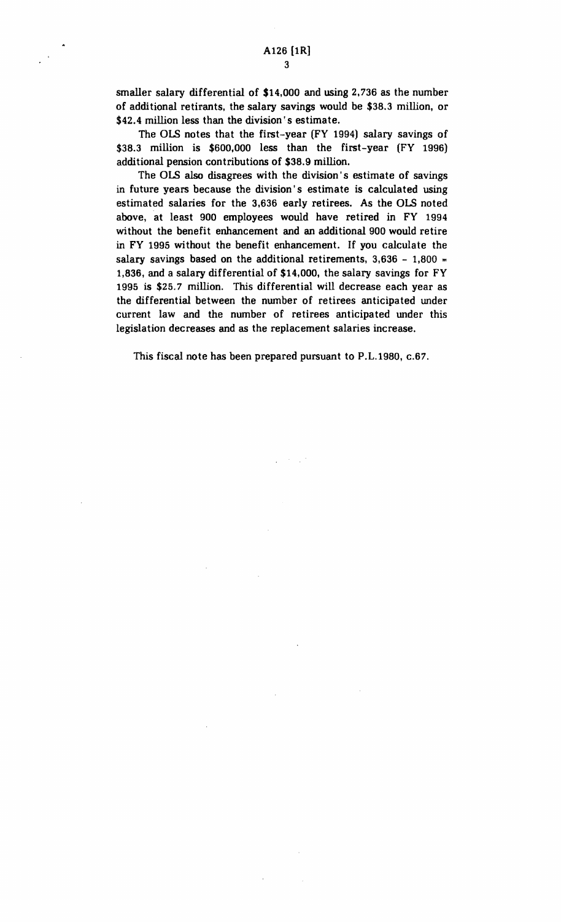smaller salary differential of $14,000 and using 2,736 as the number of additional retirants, the salary savings would be $38.3 million, or $42.4 million less than the division's estimate.

The OLS notes that the first-year (FY 1994) salary savings of $38.3 million is $600,000 less than the first-year (FY 1996) additional pension contributions of $38.9 million.

The OLS also disagrees with the division's estimate of savings in future years because the division's estimate is calculated using estimated salaries for the 3,636 early retirees. As the OLS noted above, at least 900 employees would have retired in FY 1994 without the benefit enhancement and an additional 900 would retire in FY 1995 without the benefit enhancement. If you calculate the salary savings based on the additional retirements, 3,636 - 1,800 = 1,836, and a salary differential of $14,000, the salary savings for FY 1995 is $25.7 million. This differential will decrease each year as the differential between the number of retirees anticipated under current law and the number of retirees anticipated under this legislation decreases and as the replacement salaries increase.

This fiscal note has been prepared pursuant to P.L.1980, c.67.